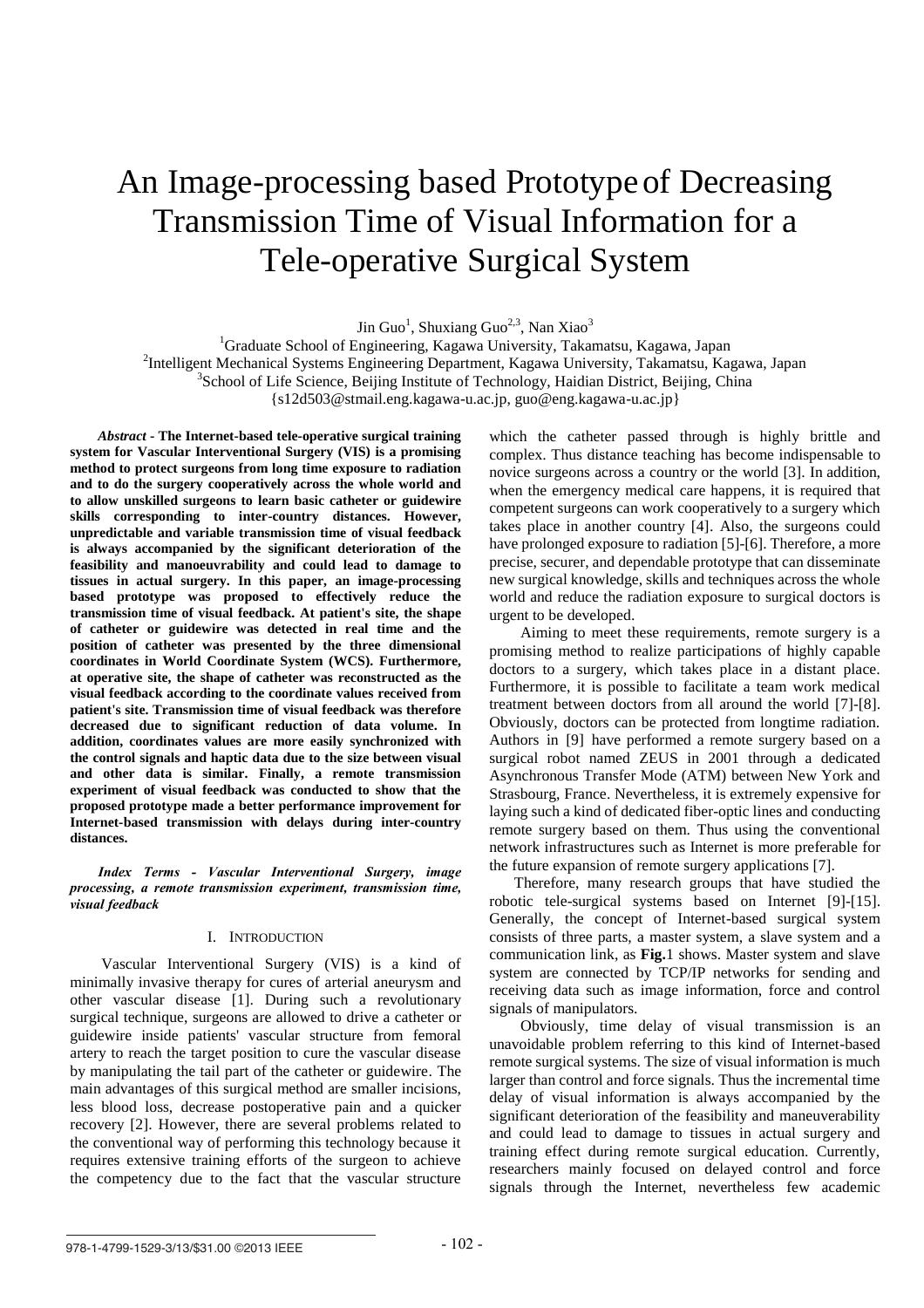# An Image-processing based Prototype of Decreasing Transmission Time of Visual Information for a Tele-operative Surgical System

Jin Guo[1], Shuxiang Guo[2,3], Nan Xiao[3]

[1]Graduate School of Engineering, Kagawa University, Takamatsu, Kagawa, Japan

[2]Intelligent Mechanical Systems Engineering Department, Kagawa University, Takamatsu, Kagawa, Japan

[3]School of Life Science, Beijing Institute of Technology, Haidian District, Beijing, China

{s12d503@stmail.eng.kagawa-u.ac.jp, guo@eng.kagawa-u.ac.jp}

***Abstract*** **- The Internet-based tele-operative surgical training system for Vascular Interventional Surgery (VIS) is a promising method to protect surgeons from long time exposure to radiation and to do the surgery cooperatively across the whole world and to allow unskilled surgeons to learn basic catheter or guidewire skills corresponding to inter-country distances. However, unpredictable and variable transmission time of visual feedback is always accompanied by the significant deterioration of the feasibility and manoeuvrability and could lead to damage to tissues in actual surgery. In this paper, an image-processing based prototype was proposed to effectively reduce the transmission time of visual feedback. At patient's site, the shape of catheter or guidewire was detected in real time and the position of catheter was presented by the three dimensional coordinates in World Coordinate System (WCS). Furthermore, at operative site, the shape of catheter was reconstructed as the visual feedback according to the coordinate values received from patient's site. Transmission time of visual feedback was therefore decreased due to significant reduction of data volume. In addition, coordinates values are more easily synchronized with the control signals and haptic data due to the size between visual and other data is similar. Finally, a remote transmission experiment of visual feedback was conducted to show that the proposed prototype made a better performance improvement for Internet-based transmission with delays during inter-country distances.**

***Index Terms - Vascular Interventional Surgery, image processing, a remote transmission experiment, transmission time, visual feedback***

## I. INTRODUCTION

Vascular Interventional Surgery (VIS) is a kind of minimally invasive therapy for cures of arterial aneurysm and other vascular disease [1]. During such a revolutionary surgical technique, surgeons are allowed to drive a catheter or guidewire inside patients' vascular structure from femoral artery to reach the target position to cure the vascular disease by manipulating the tail part of the catheter or guidewire. The main advantages of this surgical method are smaller incisions, less blood loss, decrease postoperative pain and a quicker recovery [2]. However, there are several problems related to the conventional way of performing this technology because it requires extensive training efforts of the surgeon to achieve the competency due to the fact that the vascular structure which the catheter passed through is highly brittle and complex. Thus distance teaching has become indispensable to novice surgeons across a country or the world [3]. In addition, when the emergency medical care happens, it is required that competent surgeons can work cooperatively to a surgery which takes place in another country [4]. Also, the surgeons could have prolonged exposure to radiation [5]-[6]. Therefore, a more precise, securer, and dependable prototype that can disseminate new surgical knowledge, skills and techniques across the whole world and reduce the radiation exposure to surgical doctors is urgent to be developed.

Aiming to meet these requirements, remote surgery is a promising method to realize participations of highly capable doctors to a surgery, which takes place in a distant place. Furthermore, it is possible to facilitate a team work medical treatment between doctors from all around the world [7]-[8]. Obviously, doctors can be protected from longtime radiation. Authors in [9] have performed a remote surgery based on a surgical robot named ZEUS in 2001 through a dedicated Asynchronous Transfer Mode (ATM) between New York and Strasbourg, France. Nevertheless, it is extremely expensive for laying such a kind of dedicated fiber-optic lines and conducting remote surgery based on them. Thus using the conventional network infrastructures such as Internet is more preferable for the future expansion of remote surgery applications [7].

Therefore, many research groups that have studied the robotic tele-surgical systems based on Internet [9]-[15]. Generally, the concept of Internet-based surgical system consists of three parts, a master system, a slave system and a communication link, as **Fig.**1 shows. Master system and slave system are connected by TCP/IP networks for sending and receiving data such as image information, force and control signals of manipulators.

Obviously, time delay of visual transmission is an unavoidable problem referring to this kind of Internet-based remote surgical systems. The size of visual information is much larger than control and force signals. Thus the incremental time delay of visual information is always accompanied by the significant deterioration of the feasibility and maneuverability and could lead to damage to tissues in actual surgery and training effect during remote surgical education. Currently, researchers mainly focused on delayed control and force signals through the Internet, nevertheless few academic

978-1-4799-1529-3/13/$31.00 ©2013 IEEE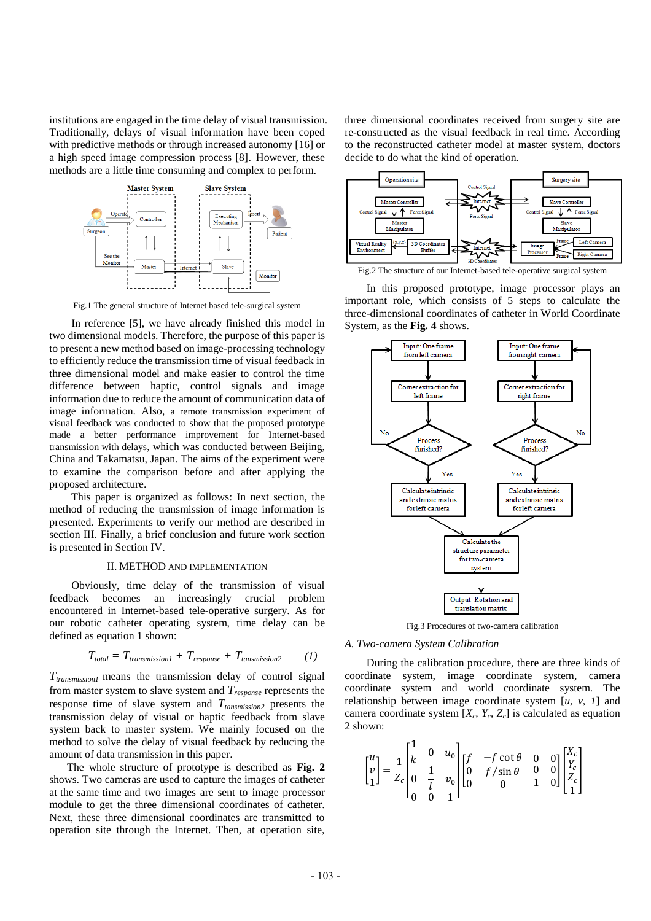institutions are engaged in the time delay of visual transmission. Traditionally, delays of visual information have been coped with predictive methods or through increased autonomy [16] or a high speed image compression process [8]. However, these methods are a little time consuming and complex to perform.

Master System

Slave System

Operate

Controller

Executing Mechanism

Insert

Surgeon

Patient

See the Monitor

Master

Internet

Slave

Monitor

Fig.1 The general structure of Internet based tele-surgical system

In reference [5], we have already finished this model in two dimensional models. Therefore, the purpose of this paper is to present a new method based on image-processing technology to efficiently reduce the transmission time of visual feedback in three dimensional model and make easier to control the time difference between haptic, control signals and image information due to reduce the amount of communication data of image information. Also, a remote transmission experiment of visual feedback was conducted to show that the proposed prototype made a better performance improvement for Internet-based transmission with delays, which was conducted between Beijing, China and Takamatsu, Japan. The aims of the experiment were to examine the comparison before and after applying the proposed architecture.

This paper is organized as follows: In next section, the method of reducing the transmission of image information is presented. Experiments to verify our method are described in section III. Finally, a brief conclusion and future work section is presented in Section IV.

## II. METHOD AND IMPLEMENTATION

Obviously, time delay of the transmission of visual feedback becomes an increasingly crucial problem encountered in Internet-based tele-operative surgery. As for our robotic catheter operating system, time delay can be defined as equation 1 shown:

$$T_{total} = T_{transmission1} + T_{response} + T_{tansmission2} \qquad (1)$$

$T_{transmission1}$ means the transmission delay of control signal from master system to slave system and $T_{response}$ represents the response time of slave system and $T_{tansmission2}$ presents the transmission delay of visual or haptic feedback from slave system back to master system. We mainly focused on the method to solve the delay of visual feedback by reducing the amount of data transmission in this paper.

The whole structure of prototype is described as **Fig. 2** shows. Two cameras are used to capture the images of catheter at the same time and two images are sent to image processor module to get the three dimensional coordinates of catheter. Next, these three dimensional coordinates are transmitted to operation site through the Internet. Then, at operation site, three dimensional coordinates received from surgery site are re-constructed as the visual feedback in real time. According to the reconstructed catheter model at master system, doctors decide to do what the kind of operation.

Operation site

Surgery site

Control Signal

Master Controller

Internet

Slave Controller

Control Signal

Force Signal

Force Signal

Control Signal

Force Signal

Master Manipulator

Slave Manipulator

Virtual Reality Environment

(x,y,z)

3D Coordinates Buffer

Internet

Image Processor

Frame

Left Camera

Frame

Right Camera

3D Coordinates

Fig.2 The structure of our Internet-based tele-operative surgical system

In this proposed prototype, image processor plays an important role, which consists of 5 steps to calculate the three-dimensional coordinates of catheter in World Coordinate System, as the **Fig. 4** shows.

Input: One frame from left camera

Input: One frame from right camera

Corner extraction for left frame

Corner extraction for right frame

No

Process finished?

Process finished?

No

Yes

Yes

Calculate intrinsic and extrinsic matrix for left camera

Calculate intrinsic and extrinsic matrix for left camera

Calculate the structure parameter for two-camera system

Output: Rotation and translation matrix

Fig.3 Procedures of two-camera calibration

### *A. Two-camera System Calibration*

During the calibration procedure, there are three kinds of coordinate system, image coordinate system, camera coordinate system and world coordinate system. The relationship between image coordinate system $[u, v, 1]$ and camera coordinate system $[X_c, Y_c, Z_c]$ is calculated as equation 2 shown:

$$\begin{bmatrix} u \\ v \\ 1 \end{bmatrix} = \frac{1}{Z_c} \begin{bmatrix} \frac{1}{k} & 0 & u_0 \\ 0 & \frac{1}{l} & v_0 \\ 0 & 0 & 1 \end{bmatrix} \begin{bmatrix} f & -f\cot\theta & 0 & 0 \\ 0 & f/\sin\theta & 0 & 0 \\ 0 & 0 & 1 & 0 \end{bmatrix} \begin{bmatrix} X_c \\ Y_c \\ Z_c \\ 1 \end{bmatrix}$$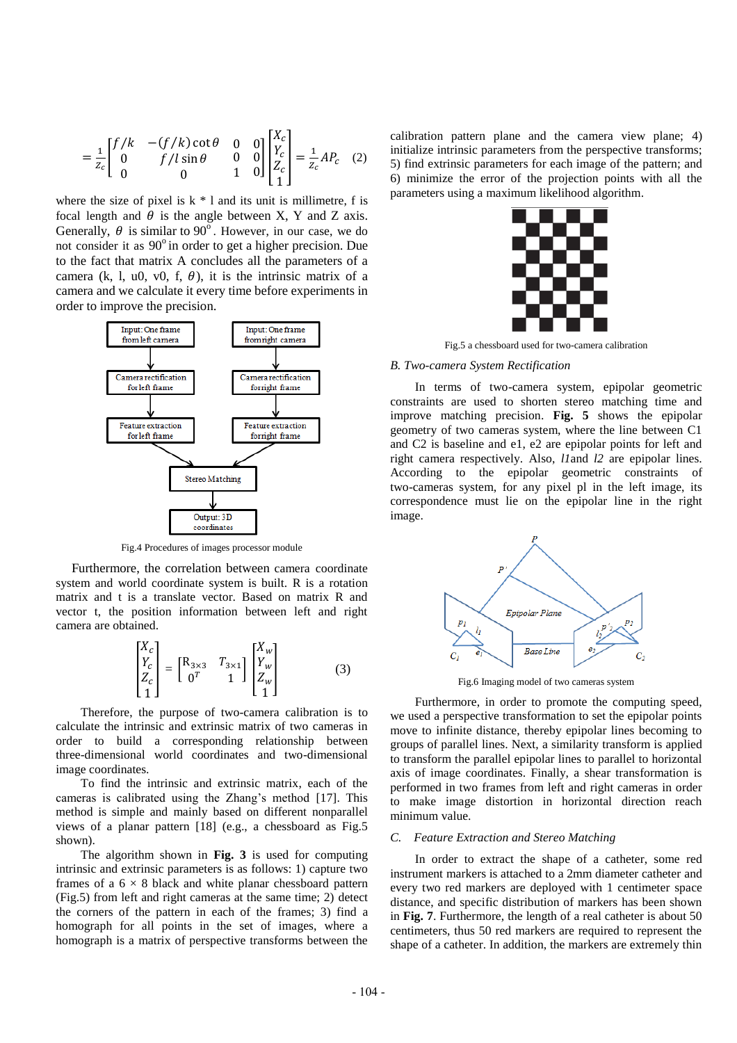$$= \frac{1}{Z_c}\begin{bmatrix} f/k & -(f/k)\cot\theta & 0 & 0 \\ 0 & f/l\sin\theta & 0 & 0 \\ 0 & 0 & 1 & 0 \end{bmatrix}\begin{bmatrix} X_c \\ Y_c \\ Z_c \\ 1 \end{bmatrix} = \frac{1}{Z_c} A P_c \quad (2)$$

where the size of pixel is k * l and its unit is millimetre, f is focal length and $\theta$ is the angle between X, Y and Z axis. Generally, $\theta$ is similar to $90^{o}$. However, in our case, we do not consider it as $90^{o}$ in order to get a higher precision. Due to the fact that matrix A concludes all the parameters of a camera (k, l, u0, v0, f, $\theta$), it is the intrinsic matrix of a camera and we calculate it every time before experiments in order to improve the precision.

Input: One frame from left camera
Camera rectification for left frame
Feature extraction for left frame
Input: One frame from right camera
Camera rectification for right frame
Feature extraction for right frame
Stereo Matching
Output: 3D coordinates

Fig.4 Procedures of images processor module

Furthermore, the correlation between camera coordinate system and world coordinate system is built. R is a rotation matrix and t is a translate vector. Based on matrix R and vector t, the position information between left and right camera are obtained.

$$\begin{bmatrix} X_c \\ Y_c \\ Z_c \\ 1 \end{bmatrix} = \begin{bmatrix} R_{3\times 3} & T_{3\times 1} \\ 0^T & 1 \end{bmatrix}\begin{bmatrix} X_w \\ Y_w \\ Z_w \\ 1 \end{bmatrix} \quad (3)$$

Therefore, the purpose of two-camera calibration is to calculate the intrinsic and extrinsic matrix of two cameras in order to build a corresponding relationship between three-dimensional world coordinates and two-dimensional image coordinates.

To find the intrinsic and extrinsic matrix, each of the cameras is calibrated using the Zhang's method [17]. This method is simple and mainly based on different nonparallel views of a planar pattern [18] (e.g., a chessboard as Fig.5 shown).

The algorithm shown in **Fig. 3** is used for computing intrinsic and extrinsic parameters is as follows: 1) capture two frames of a 6 × 8 black and white planar chessboard pattern (Fig.5) from left and right cameras at the same time; 2) detect the corners of the pattern in each of the frames; 3) find a homograph for all points in the set of images, where a homograph is a matrix of perspective transforms between the calibration pattern plane and the camera view plane; 4) initialize intrinsic parameters from the perspective transforms; 5) find extrinsic parameters for each image of the pattern; and 6) minimize the error of the projection points with all the parameters using a maximum likelihood algorithm.

Fig.5 a chessboard used for two-camera calibration

### *B. Two-camera System Rectification*

In terms of two-camera system, epipolar geometric constraints are used to shorten stereo matching time and improve matching precision. **Fig. 5** shows the epipolar geometry of two cameras system, where the line between C1 and C2 is baseline and e1, e2 are epipolar points for left and right camera respectively. Also, *l1*and *l2* are epipolar lines. According to the epipolar geometric constraints of two-cameras system, for any pixel pl in the left image, its correspondence must lie on the epipolar line in the right image.

P
P'
Epipolar Plane
p1
l1
e1
C1
Base Line
e2
p'2
l2
p2
C2

Fig.6 Imaging model of two cameras system

Furthermore, in order to promote the computing speed, we used a perspective transformation to set the epipolar points move to infinite distance, thereby epipolar lines becoming to groups of parallel lines. Next, a similarity transform is applied to transform the parallel epipolar lines to parallel to horizontal axis of image coordinates. Finally, a shear transformation is performed in two frames from left and right cameras in order to make image distortion in horizontal direction reach minimum value.

### *C. Feature Extraction and Stereo Matching*

In order to extract the shape of a catheter, some red instrument markers is attached to a 2mm diameter catheter and every two red markers are deployed with 1 centimeter space distance, and specific distribution of markers has been shown in **Fig. 7**. Furthermore, the length of a real catheter is about 50 centimeters, thus 50 red markers are required to represent the shape of a catheter. In addition, the markers are extremely thin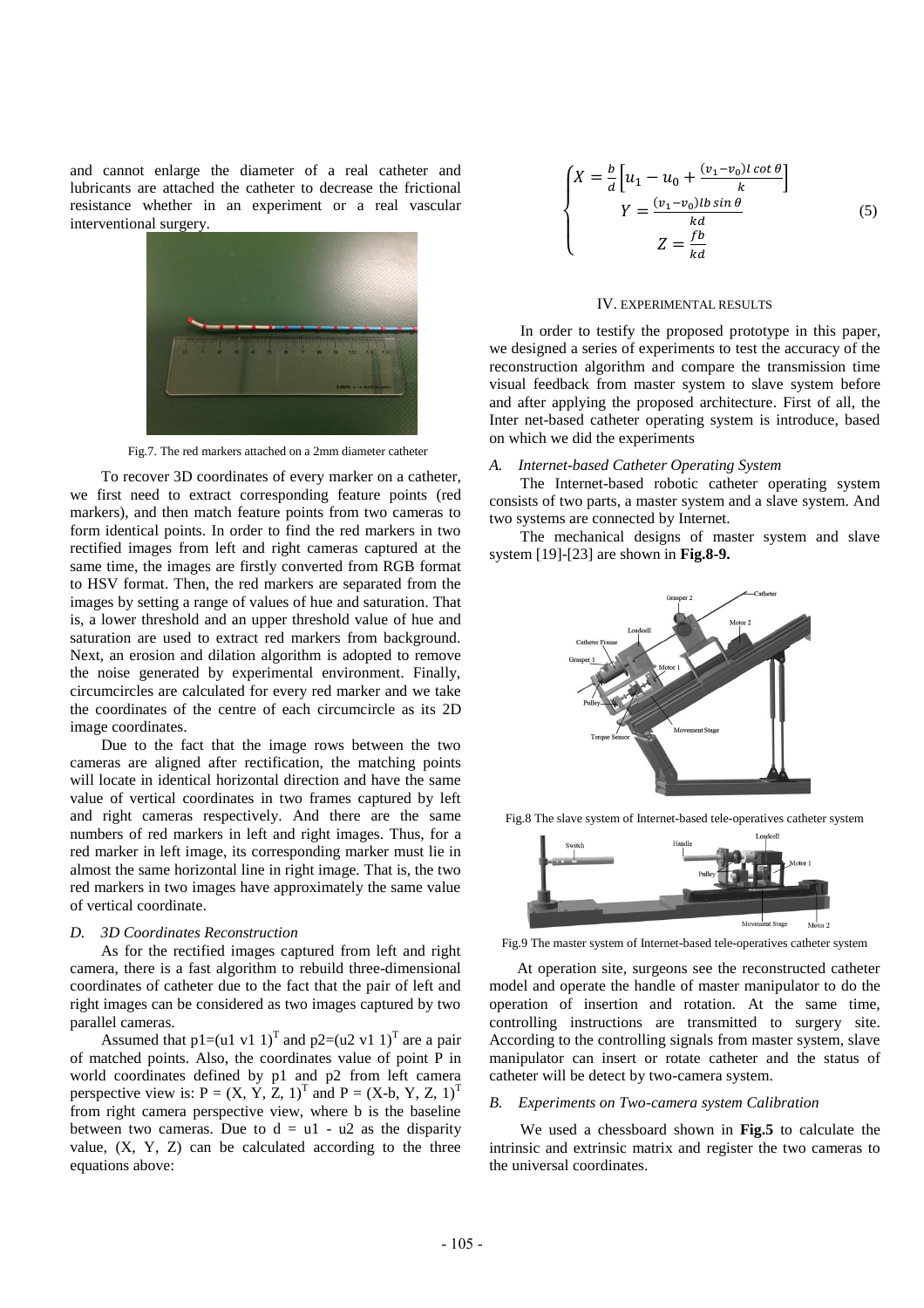and cannot enlarge the diameter of a real catheter and lubricants are attached the catheter to decrease the frictional resistance whether in an experiment or a real vascular interventional surgery.

Fig.7. The red markers attached on a 2mm diameter catheter

To recover 3D coordinates of every marker on a catheter, we first need to extract corresponding feature points (red markers), and then match feature points from two cameras to form identical points. In order to find the red markers in two rectified images from left and right cameras captured at the same time, the images are firstly converted from RGB format to HSV format. Then, the red markers are separated from the images by setting a range of values of hue and saturation. That is, a lower threshold and an upper threshold value of hue and saturation are used to extract red markers from background. Next, an erosion and dilation algorithm is adopted to remove the noise generated by experimental environment. Finally, circumcircles are calculated for every red marker and we take the coordinates of the centre of each circumcircle as its 2D image coordinates.

Due to the fact that the image rows between the two cameras are aligned after rectification, the matching points will locate in identical horizontal direction and have the same value of vertical coordinates in two frames captured by left and right cameras respectively. And there are the same numbers of red markers in left and right images. Thus, for a red marker in left image, its corresponding marker must lie in almost the same horizontal line in right image. That is, the two red markers in two images have approximately the same value of vertical coordinate.

### *D. 3D Coordinates Reconstruction*

As for the rectified images captured from left and right camera, there is a fast algorithm to rebuild three-dimensional coordinates of catheter due to the fact that the pair of left and right images can be considered as two images captured by two parallel cameras.

Assumed that $p1=(u1\ v1\ 1)^T$ and $p2=(u2\ v1\ 1)^T$ are a pair of matched points. Also, the coordinates value of point P in world coordinates defined by p1 and p2 from left camera perspective view is: $P = (X, Y, Z, 1)^T$ and $P = (X\text{-}b, Y, Z, 1)^T$ from right camera perspective view, where b is the baseline between two cameras. Due to $d = u1 - u2$ as the disparity value, (X, Y, Z) can be calculated according to the three equations above:

$$\begin{cases} X = \frac{b}{d}\left[u_1 - u_0 + \frac{(v_1 - v_0)l \cot\theta}{k}\right] \\ Y = \frac{(v_1 - v_0)lb \sin\theta}{kd} \\ Z = \frac{fb}{kd} \end{cases} \tag{5}$$

## IV. EXPERIMENTAL RESULTS

In order to testify the proposed prototype in this paper, we designed a series of experiments to test the accuracy of the reconstruction algorithm and compare the transmission time visual feedback from master system to slave system before and after applying the proposed architecture. First of all, the Inter net-based catheter operating system is introduce, based on which we did the experiments

### *A. Internet-based Catheter Operating System*

The Internet-based robotic catheter operating system consists of two parts, a master system and a slave system. And two systems are connected by Internet.

The mechanical designs of master system and slave system [19]-[23] are shown in **Fig.8-9.**

Fig.8 The slave system of Internet-based tele-operatives catheter system

Fig.9 The master system of Internet-based tele-operatives catheter system

At operation site, surgeons see the reconstructed catheter model and operate the handle of master manipulator to do the operation of insertion and rotation. At the same time, controlling instructions are transmitted to surgery site. According to the controlling signals from master system, slave manipulator can insert or rotate catheter and the status of catheter will be detect by two-camera system.

### *B. Experiments on Two-camera system Calibration*

We used a chessboard shown in **Fig.5** to calculate the intrinsic and extrinsic matrix and register the two cameras to the universal coordinates.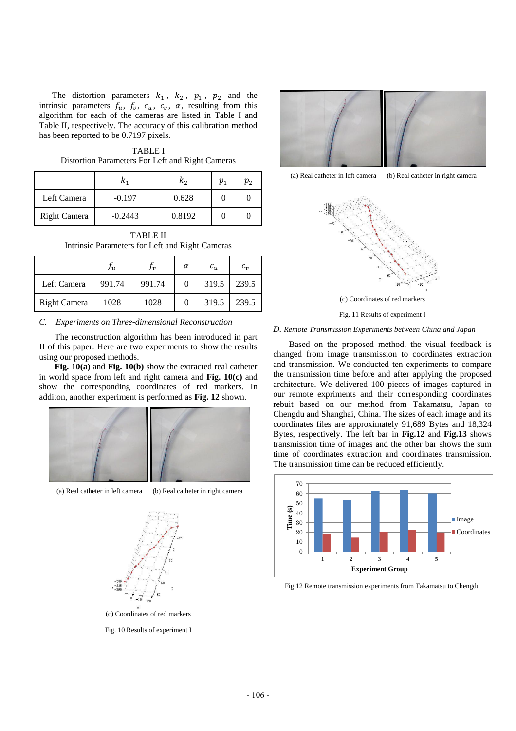The distortion parameters $k_1$, $k_2$, $p_1$, $p_2$ and the intrinsic parameters $f_u$, $f_v$, $c_u$, $c_v$, $\alpha$, resulting from this algorithm for each of the cameras are listed in Table I and Table II, respectively. The accuracy of this calibration method has been reported to be 0.7197 pixels.

TABLE I
Distortion Parameters For Left and Right Cameras

| | $k_1$ | $k_2$ | $p_1$ | $p_2$ |
|---|---|---|---|---|
| Left Camera | -0.197 | 0.628 | 0 | 0 |
| Right Camera | -0.2443 | 0.8192 | 0 | 0 |

TABLE II
Intrinsic Parameters for Left and Right Cameras

| | $f_u$ | $f_v$ | $\alpha$ | $c_u$ | $c_v$ |
|---|---|---|---|---|---|
| Left Camera | 991.74 | 991.74 | 0 | 319.5 | 239.5 |
| Right Camera | 1028 | 1028 | 0 | 319.5 | 239.5 |

### C. Experiments on Three-dimensional Reconstruction

The reconstruction algorithm has been introduced in part II of this paper. Here are two experiments to show the results using our proposed methods.

**Fig. 10(a)** and **Fig. 10(b)** show the extracted real catheter in world space from left and right camera and **Fig. 10(c)** and show the corresponding coordinates of red markers. In additon, another experiment is performed as **Fig. 12** shown.

(a) Real catheter in left camera (b) Real catheter in right camera

(c) Coordinates of red markers

Fig. 10 Results of experiment I

(a) Real catheter in left camera (b) Real catheter in right camera

(c) Coordinates of red markers

Fig. 11 Results of experiment I

### D. Remote Transmission Experiments between China and Japan

Based on the proposed method, the visual feedback is changed from image transmission to coordinates extraction and transmission. We conducted ten experiments to compare the transmission time before and after applying the proposed architecture. We delivered 100 pieces of images captured in our remote expriments and their corresponding coordinates rebuit based on our method from Takamatsu, Japan to Chengdu and Shanghai, China. The sizes of each image and its coordinates files are approximately 91,689 Bytes and 18,324 Bytes, respectively. The left bar in **Fig.12** and **Fig.13** shows transmission time of images and the other bar shows the sum time of coordinates extraction and coordinates transmission. The transmission time can be reduced efficiently.

Time (s)
70
60
50
40
30
20
10
0
1 2 3 4 5
Experiment Group
Image
Coordinates

Fig.12 Remote transmission experiments from Takamatsu to Chengdu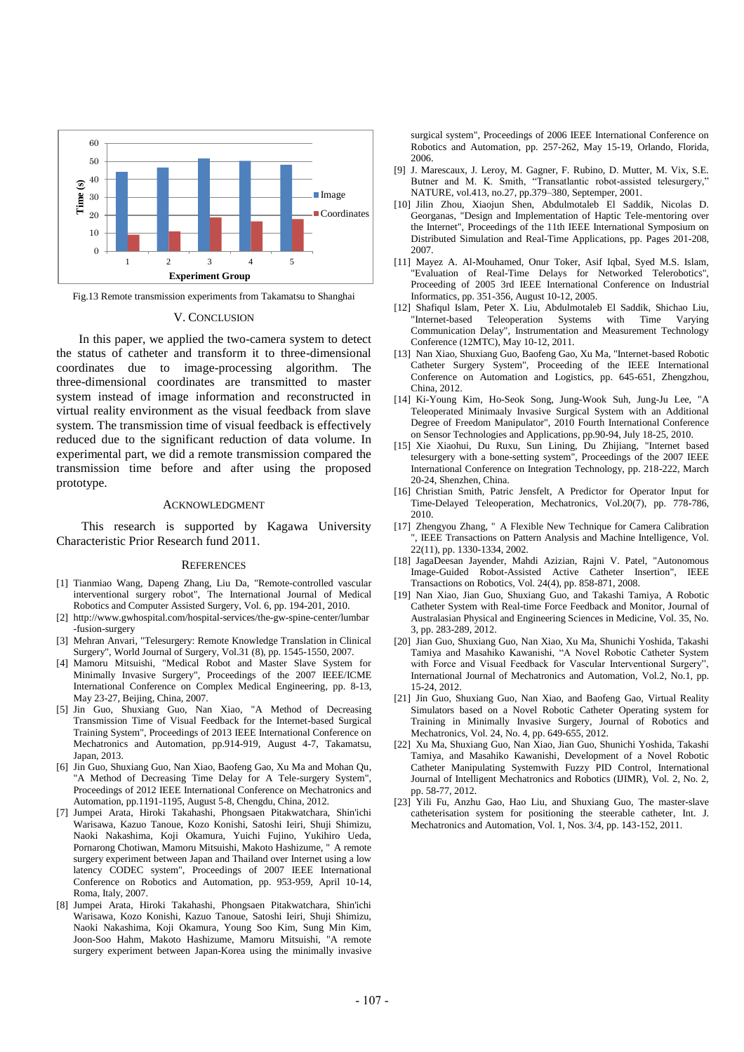60
50
40
30
20
10
0
Time (s)
1 2 3 4 5
Experiment Group
Image
Coordinates

Fig.13 Remote transmission experiments from Takamatsu to Shanghai

## V. CONCLUSION

In this paper, we applied the two-camera system to detect the status of catheter and transform it to three-dimensional coordinates due to image-processing algorithm. The three-dimensional coordinates are transmitted to master system instead of image information and reconstructed in virtual reality environment as the visual feedback from slave system. The transmission time of visual feedback is effectively reduced due to the significant reduction of data volume. In experimental part, we did a remote transmission compared the transmission time before and after using the proposed prototype.

## ACKNOWLEDGMENT

This research is supported by Kagawa University Characteristic Prior Research fund 2011.

## REFERENCES

[1] Tianmiao Wang, Dapeng Zhang, Liu Da, "Remote-controlled vascular interventional surgery robot", The International Journal of Medical Robotics and Computer Assisted Surgery, Vol. 6, pp. 194-201, 2010.

[2] http://www.gwhospital.com/hospital-services/the-gw-spine-center/lumbar-fusion-surgery

[3] Mehran Anvari, "Telesurgery: Remote Knowledge Translation in Clinical Surgery", World Journal of Surgery, Vol.31 (8), pp. 1545-1550, 2007.

[4] Mamoru Mitsuishi, "Medical Robot and Master Slave System for Minimally Invasive Surgery", Proceedings of the 2007 IEEE/ICME International Conference on Complex Medical Engineering, pp. 8-13, May 23-27, Beijing, China, 2007.

[5] Jin Guo, Shuxiang Guo, Nan Xiao, "A Method of Decreasing Transmission Time of Visual Feedback for the Internet-based Surgical Training System", Proceedings of 2013 IEEE International Conference on Mechatronics and Automation, pp.914-919, August 4-7, Takamatsu, Japan, 2013.

[6] Jin Guo, Shuxiang Guo, Nan Xiao, Baofeng Gao, Xu Ma and Mohan Qu, "A Method of Decreasing Time Delay for A Tele-surgery System", Proceedings of 2012 IEEE International Conference on Mechatronics and Automation, pp.1191-1195, August 5-8, Chengdu, China, 2012.

[7] Jumpei Arata, Hiroki Takahashi, Phongsaen Pitakwatchara, Shin'ichi Warisawa, Kazuo Tanoue, Kozo Konishi, Satoshi Ieiri, Shuji Shimizu, Naoki Nakashima, Koji Okamura, Yuichi Fujino, Yukihiro Ueda, Pornarong Chotiwan, Mamoru Mitsuishi, Makoto Hashizume, " A remote surgery experiment between Japan and Thailand over Internet using a low latency CODEC system", Proceedings of 2007 IEEE International Conference on Robotics and Automation, pp. 953-959, April 10-14, Roma, Italy, 2007.

[8] Jumpei Arata, Hiroki Takahashi, Phongsaen Pitakwatchara, Shin'ichi Warisawa, Kozo Konishi, Kazuo Tanoue, Satoshi Ieiri, Shuji Shimizu, Naoki Nakashima, Koji Okamura, Young Soo Kim, Sung Min Kim, Joon-Soo Hahm, Makoto Hashizume, Mamoru Mitsuishi, "A remote surgery experiment between Japan-Korea using the minimally invasive surgical system", Proceedings of 2006 IEEE International Conference on Robotics and Automation, pp. 257-262, May 15-19, Orlando, Florida, 2006.

[9] J. Marescaux, J. Leroy, M. Gagner, F. Rubino, D. Mutter, M. Vix, S.E. Butner and M. K. Smith, "Transatlantic robot-assisted telesurgery," NATURE, vol.413, no.27, pp.379–380, Septemper, 2001.

[10] Jilin Zhou, Xiaojun Shen, Abdulmotaleb El Saddik, Nicolas D. Georganas, "Design and Implementation of Haptic Tele-mentoring over the Internet", Proceedings of the 11th IEEE International Symposium on Distributed Simulation and Real-Time Applications, pp. Pages 201-208, 2007.

[11] Mayez A. Al-Mouhamed, Onur Toker, Asif Iqbal, Syed M.S. Islam, "Evaluation of Real-Time Delays for Networked Telerobotics", Proceeding of 2005 3rd IEEE International Conference on Industrial Informatics, pp. 351-356, August 10-12, 2005.

[12] Shafiqul Islam, Peter X. Liu, Abdulmotaleb El Saddik, Shichao Liu, "Internet-based Teleoperation Systems with Time Varying Communication Delay", Instrumentation and Measurement Technology Conference (12MTC), May 10-12, 2011.

[13] Nan Xiao, Shuxiang Guo, Baofeng Gao, Xu Ma, "Internet-based Robotic Catheter Surgery System", Proceeding of the IEEE International Conference on Automation and Logistics, pp. 645-651, Zhengzhou, China, 2012.

[14] Ki-Young Kim, Ho-Seok Song, Jung-Wook Suh, Jung-Ju Lee, "A Teleoperated Minimaaly Invasive Surgical System with an Additional Degree of Freedom Manipulator", 2010 Fourth International Conference on Sensor Technologies and Applications, pp.90-94, July 18-25, 2010.

[15] Xie Xiaohui, Du Ruxu, Sun Lining, Du Zhijiang, "Internet based telesurgery with a bone-setting system", Proceedings of the 2007 IEEE International Conference on Integration Technology, pp. 218-222, March 20-24, Shenzhen, China.

[16] Christian Smith, Patric Jensfelt, A Predictor for Operator Input for Time-Delayed Teleoperation, Mechatronics, Vol.20(7), pp. 778-786, 2010.

[17] Zhengyou Zhang, " A Flexible New Technique for Camera Calibration ", IEEE Transactions on Pattern Analysis and Machine Intelligence, Vol. 22(11), pp. 1330-1334, 2002.

[18] JagaDeesan Jayender, Mahdi Azizian, Rajni V. Patel, "Autonomous Image-Guided Robot-Assisted Active Catheter Insertion", IEEE Transactions on Robotics, Vol. 24(4), pp. 858-871, 2008.

[19] Nan Xiao, Jian Guo, Shuxiang Guo, and Takashi Tamiya, A Robotic Catheter System with Real-time Force Feedback and Monitor, Journal of Australasian Physical and Engineering Sciences in Medicine, Vol. 35, No. 3, pp. 283-289, 2012.

[20] Jian Guo, Shuxiang Guo, Nan Xiao, Xu Ma, Shunichi Yoshida, Takashi Tamiya and Masahiko Kawanishi, "A Novel Robotic Catheter System with Force and Visual Feedback for Vascular Interventional Surgery", International Journal of Mechatronics and Automation, Vol.2, No.1, pp. 15-24, 2012.

[21] Jin Guo, Shuxiang Guo, Nan Xiao, and Baofeng Gao, Virtual Reality Simulators based on a Novel Robotic Catheter Operating system for Training in Minimally Invasive Surgery, Journal of Robotics and Mechatronics, Vol. 24, No. 4, pp. 649-655, 2012.

[22] Xu Ma, Shuxiang Guo, Nan Xiao, Jian Guo, Shunichi Yoshida, Takashi Tamiya, and Masahiko Kawanishi, Development of a Novel Robotic Catheter Manipulating Systemwith Fuzzy PID Control, International Journal of Intelligent Mechatronics and Robotics (IJIMR), Vol. 2, No. 2, pp. 58-77, 2012.

[23] Yili Fu, Anzhu Gao, Hao Liu, and Shuxiang Guo, The master-slave catheterisation system for positioning the steerable catheter, Int. J. Mechatronics and Automation, Vol. 1, Nos. 3/4, pp. 143-152, 2011.